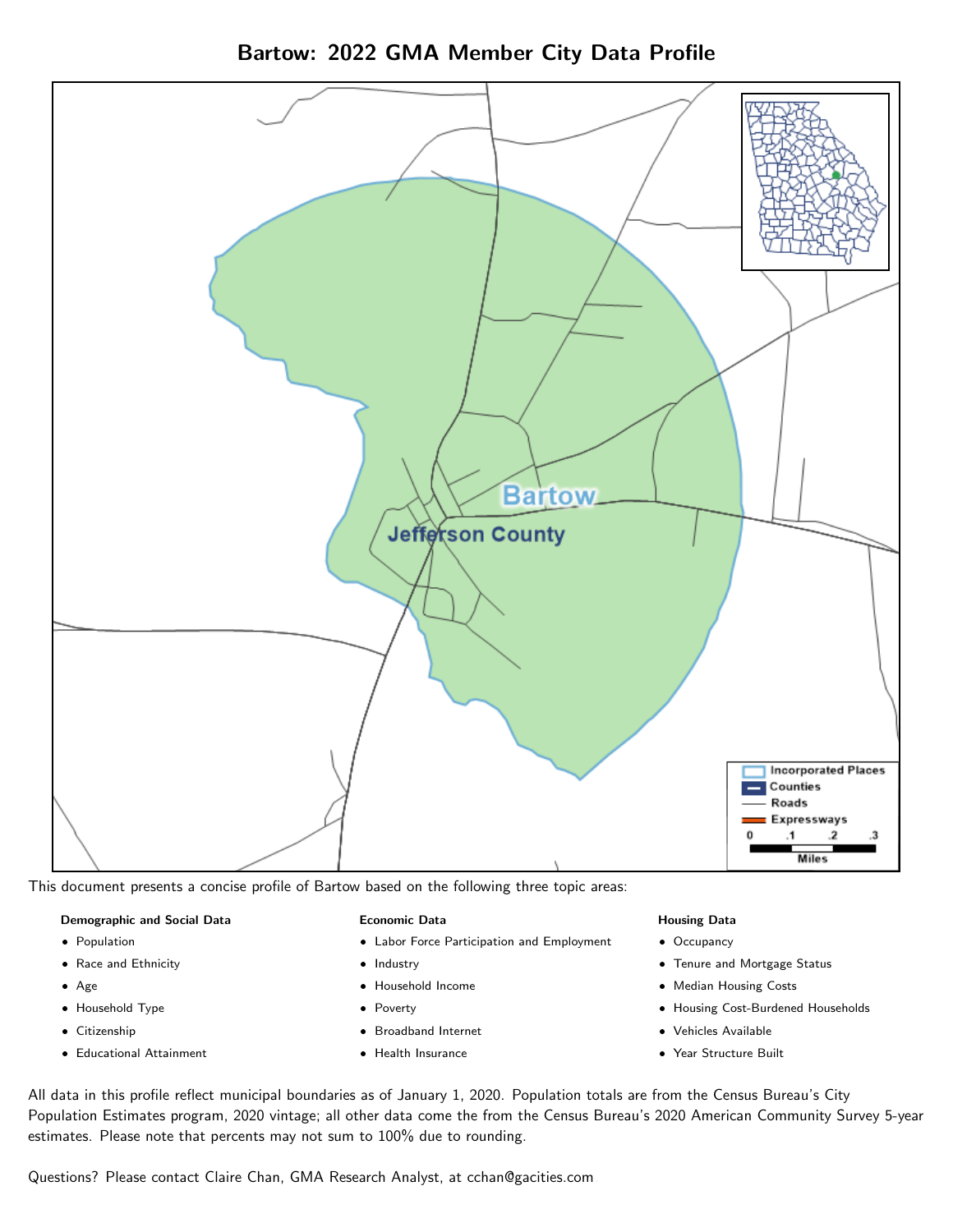# Bartow: 2022 GMA Member City Data Profile

This document presents a concise profile of Bartow based on the following three topic areas:

**Demographic and Social Data**

- Population
- Race and Ethnicity
- Age
- Household Type
- Citizenship
- Educational Attainment

**Economic Data**

- Labor Force Participation and Employment
- Industry
- Household Income
- Poverty
- Broadband Internet
- Health Insurance

**Housing Data**

- Occupancy
- Tenure and Mortgage Status
- Median Housing Costs
- Housing Cost-Burdened Households
- Vehicles Available
- Year Structure Built

All data in this profile reflect municipal boundaries as of January 1, 2020. Population totals are from the Census Bureau's City Population Estimates program, 2020 vintage; all other data come the from the Census Bureau's 2020 American Community Survey 5-year estimates. Please note that percents may not sum to 100% due to rounding.

Questions? Please contact Claire Chan, GMA Research Analyst, at cchan@gacities.com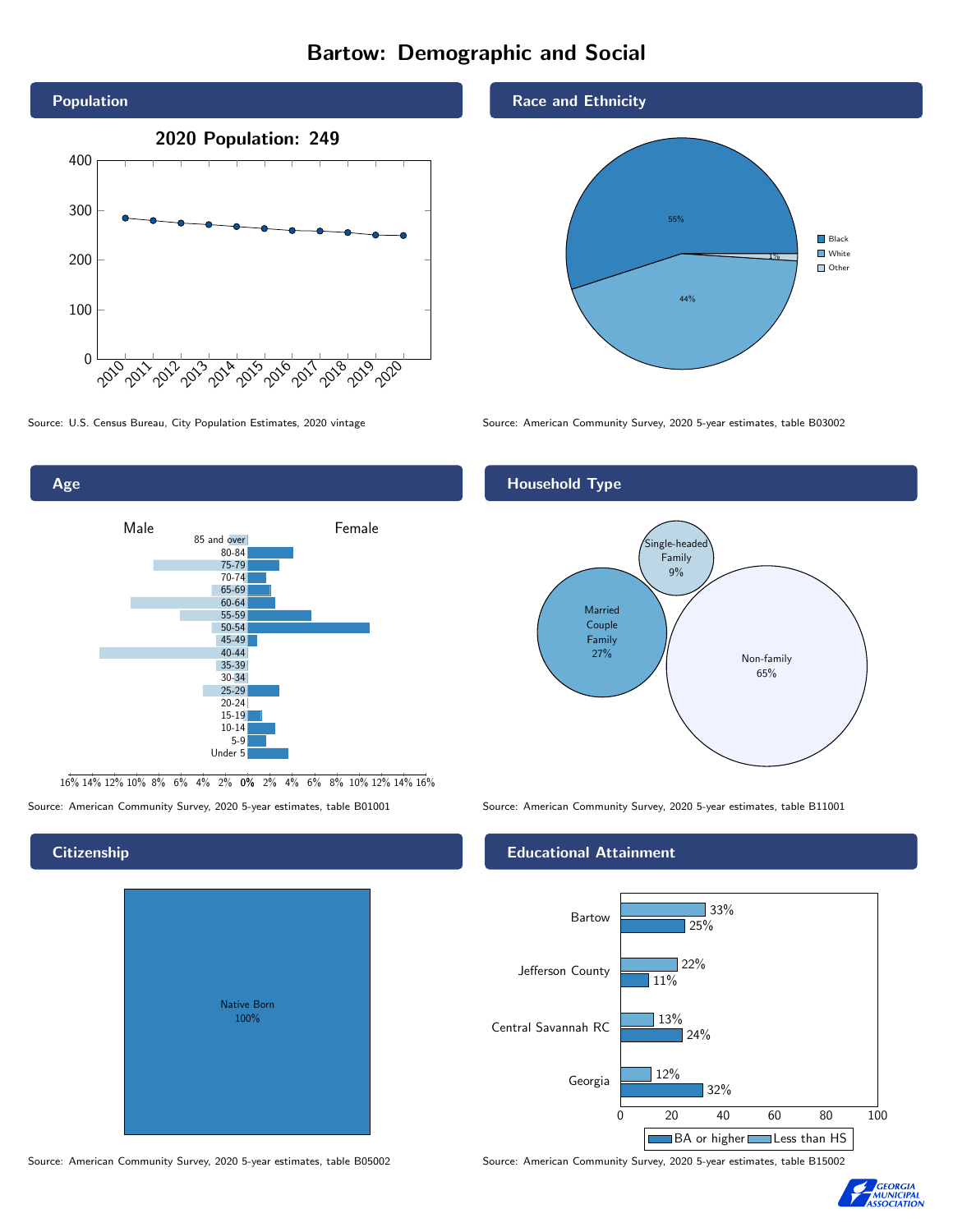# Bartow: Demographic and Social

## Population

2020 Population: 249

Source: U.S. Census Bureau, City Population Estimates, 2020 vintage

## Race and Ethnicity

| Race | Percent |
|---|---|
| Black | 55% |
| White | 44% |
| Other | 1% |

Source: American Community Survey, 2020 5-year estimates, table B03002

## Age

Source: American Community Survey, 2020 5-year estimates, table B01001

## Household Type

| Household Type | Percent |
|---|---|
| Single-headed Family | 9% |
| Married Couple Family | 27% |
| Non-family | 65% |

Source: American Community Survey, 2020 5-year estimates, table B11001

## Citizenship

Native Born 100%

Source: American Community Survey, 2020 5-year estimates, table B05002

## Educational Attainment

| | Less than HS | BA or higher |
|---|---|---|
| Bartow | 33% | 25% |
| Jefferson County | 22% | 11% |
| Central Savannah RC | 13% | 24% |
| Georgia | 12% | 32% |

Source: American Community Survey, 2020 5-year estimates, table B15002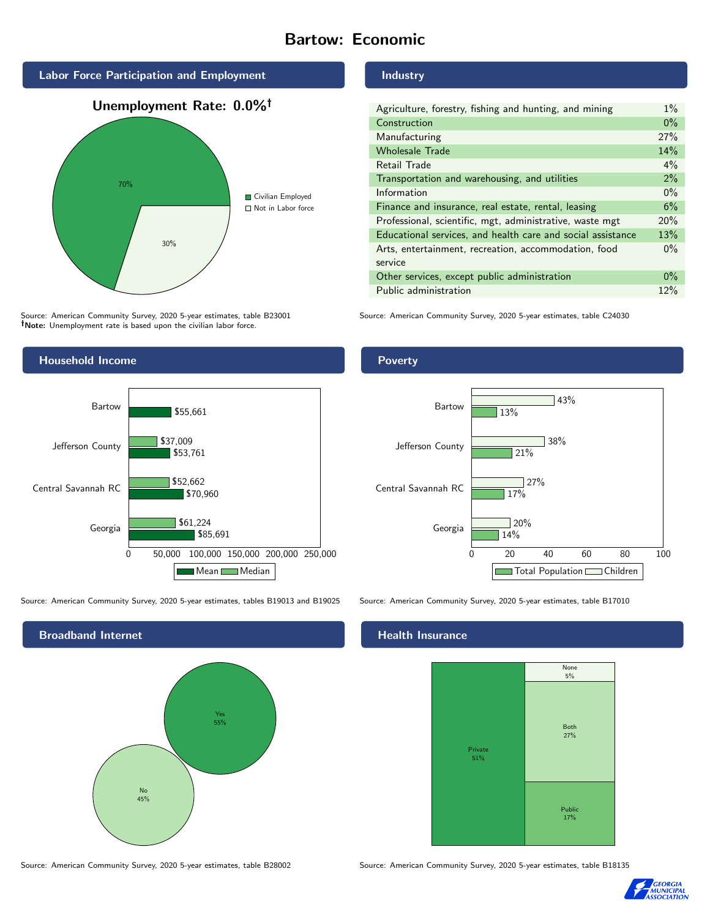# Bartow: Economic

## Labor Force Participation and Employment

**Unemployment Rate: 0.0%†**

| Category | Percent |
|---|---|
| Civilian Employed | 70% |
| Not in Labor force | 30% |

Source: American Community Survey, 2020 5-year estimates, table B23001
**†Note:** Unemployment rate is based upon the civilian labor force.

## Industry

| Industry | Percent |
|---|---|
| Agriculture, forestry, fishing and hunting, and mining | 1% |
| Construction | 0% |
| Manufacturing | 27% |
| Wholesale Trade | 14% |
| Retail Trade | 4% |
| Transportation and warehousing, and utilities | 2% |
| Information | 0% |
| Finance and insurance, real estate, rental, leasing | 6% |
| Professional, scientific, mgt, administrative, waste mgt | 20% |
| Educational services, and health care and social assistance | 13% |
| Arts, entertainment, recreation, accommodation, food service | 0% |
| Other services, except public administration | 0% |
| Public administration | 12% |

Source: American Community Survey, 2020 5-year estimates, table C24030

## Household Income

| | Mean | Median |
|---|---|---|
| Bartow | $55,661 | |
| Jefferson County | $53,761 | $37,009 |
| Central Savannah RC | $70,960 | $52,662 |
| Georgia | $85,691 | $61,224 |

Source: American Community Survey, 2020 5-year estimates, tables B19013 and B19025

## Poverty

| | Total Population | Children |
|---|---|---|
| Bartow | 13% | 43% |
| Jefferson County | 21% | 38% |
| Central Savannah RC | 17% | 27% |
| Georgia | 14% | 20% |

Source: American Community Survey, 2020 5-year estimates, table B17010

## Broadband Internet

| | Percent |
|---|---|
| Yes | 55% |
| No | 45% |

Source: American Community Survey, 2020 5-year estimates, table B28002

## Health Insurance

| | Percent |
|---|---|
| Private | 51% |
| Both | 27% |
| Public | 17% |
| None | 5% |

Source: American Community Survey, 2020 5-year estimates, table B18135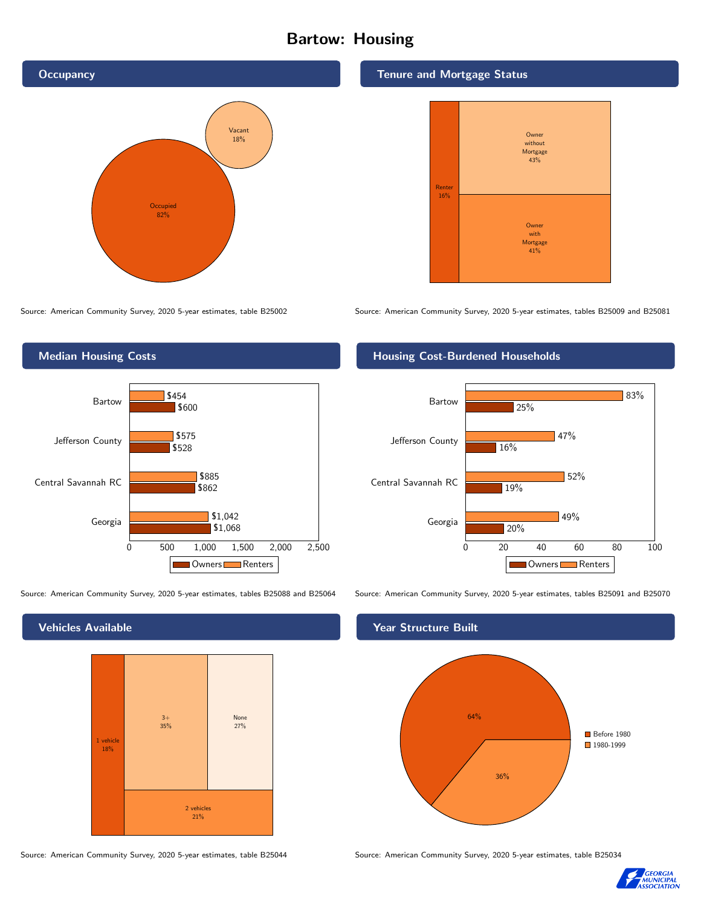# Bartow: Housing

## Occupancy

Vacant
18%

Occupied
82%

Source: American Community Survey, 2020 5-year estimates, table B25002

## Tenure and Mortgage Status

Renter
16%

Owner
without
Mortgage
43%

Owner
with
Mortgage
41%

Source: American Community Survey, 2020 5-year estimates, tables B25009 and B25081

## Median Housing Costs

Bartow
$454
$600

Jefferson County
$575
$528

Central Savannah RC
$885
$862

Georgia
$1,042
$1,068

0
500
1,000
1,500
2,000
2,500

Owners
Renters

Source: American Community Survey, 2020 5-year estimates, tables B25088 and B25064

## Housing Cost-Burdened Households

Bartow
83%
25%

Jefferson County
47%
16%

Central Savannah RC
52%
19%

Georgia
49%
20%

0
20
40
60
80
100

Owners
Renters

Source: American Community Survey, 2020 5-year estimates, tables B25091 and B25070

## Vehicles Available

1 vehicle
18%

3+
35%

None
27%

2 vehicles
21%

Source: American Community Survey, 2020 5-year estimates, table B25044

## Year Structure Built

64%

36%

Before 1980
1980-1999

Source: American Community Survey, 2020 5-year estimates, table B25034